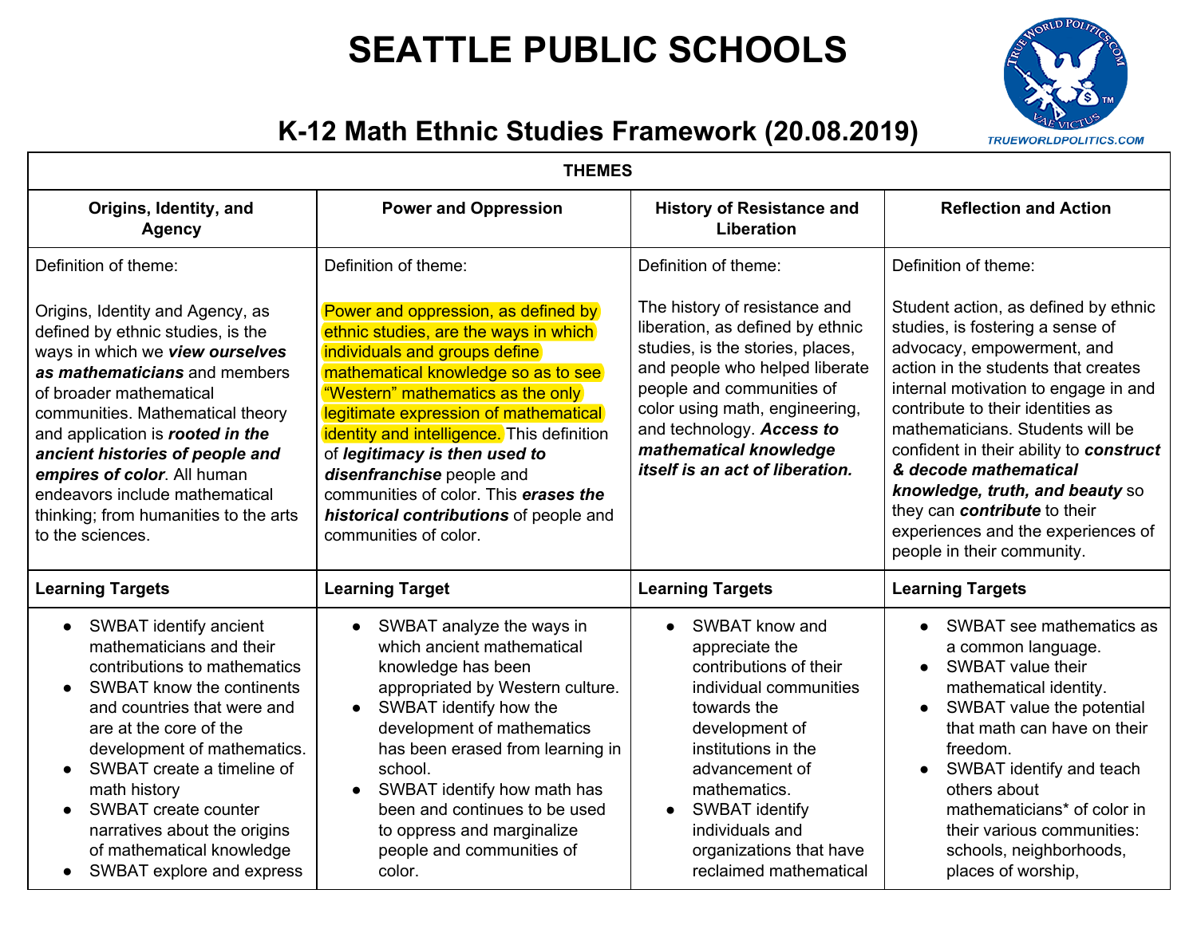# SEATTLE PUBLIC SCHOOLS

TRUEWORLDPOLITICS.COM

## K-12 Math Ethnic Studies Framework (20.08.2019)

| THEMES | | | |
|---|---|---|---|
| **Origins, Identity, and Agency** | **Power and Oppression** | **History of Resistance and Liberation** | **Reflection and Action** |
| Definition of theme:<br><br>Origins, Identity and Agency, as defined by ethnic studies, is the ways in which we ***view ourselves as mathematicians*** and members of broader mathematical communities. Mathematical theory and application is ***rooted in the ancient histories of people and empires of color***. All human endeavors include mathematical thinking; from humanities to the arts to the sciences. | Definition of theme:<br><br>Power and oppression, as defined by ethnic studies, are the ways in which individuals and groups define mathematical knowledge so as to see "Western" mathematics as the only legitimate expression of mathematical identity and intelligence. This definition of ***legitimacy is then used to disenfranchise*** people and communities of color. This ***erases the historical contributions*** of people and communities of color. | Definition of theme:<br><br>The history of resistance and liberation, as defined by ethnic studies, is the stories, places, and people who helped liberate people and communities of color using math, engineering, and technology. ***Access to mathematical knowledge itself is an act of liberation.*** | Definition of theme:<br><br>Student action, as defined by ethnic studies, is fostering a sense of advocacy, empowerment, and action in the students that creates internal motivation to engage in and contribute to their identities as mathematicians. Students will be confident in their ability to ***construct & decode mathematical knowledge, truth, and beauty*** so they can ***contribute*** to their experiences and the experiences of people in their community. |
| **Learning Targets** | **Learning Target** | **Learning Targets** | **Learning Targets** |
| • SWBAT identify ancient mathematicians and their contributions to mathematics<br>• SWBAT know the continents and countries that were and are at the core of the development of mathematics.<br>• SWBAT create a timeline of math history<br>• SWBAT create counter narratives about the origins of mathematical knowledge<br>• SWBAT explore and express | • SWBAT analyze the ways in which ancient mathematical knowledge has been appropriated by Western culture.<br>• SWBAT identify how the development of mathematics has been erased from learning in school.<br>• SWBAT identify how math has been and continues to be used to oppress and marginalize people and communities of color. | • SWBAT know and appreciate the contributions of their individual communities towards the development of institutions in the advancement of mathematics.<br>• SWBAT identify individuals and organizations that have reclaimed mathematical | • SWBAT see mathematics as a common language.<br>• SWBAT value their mathematical identity.<br>• SWBAT value the potential that math can have on their freedom.<br>• SWBAT identify and teach others about mathematicians* of color in their various communities: schools, neighborhoods, places of worship, |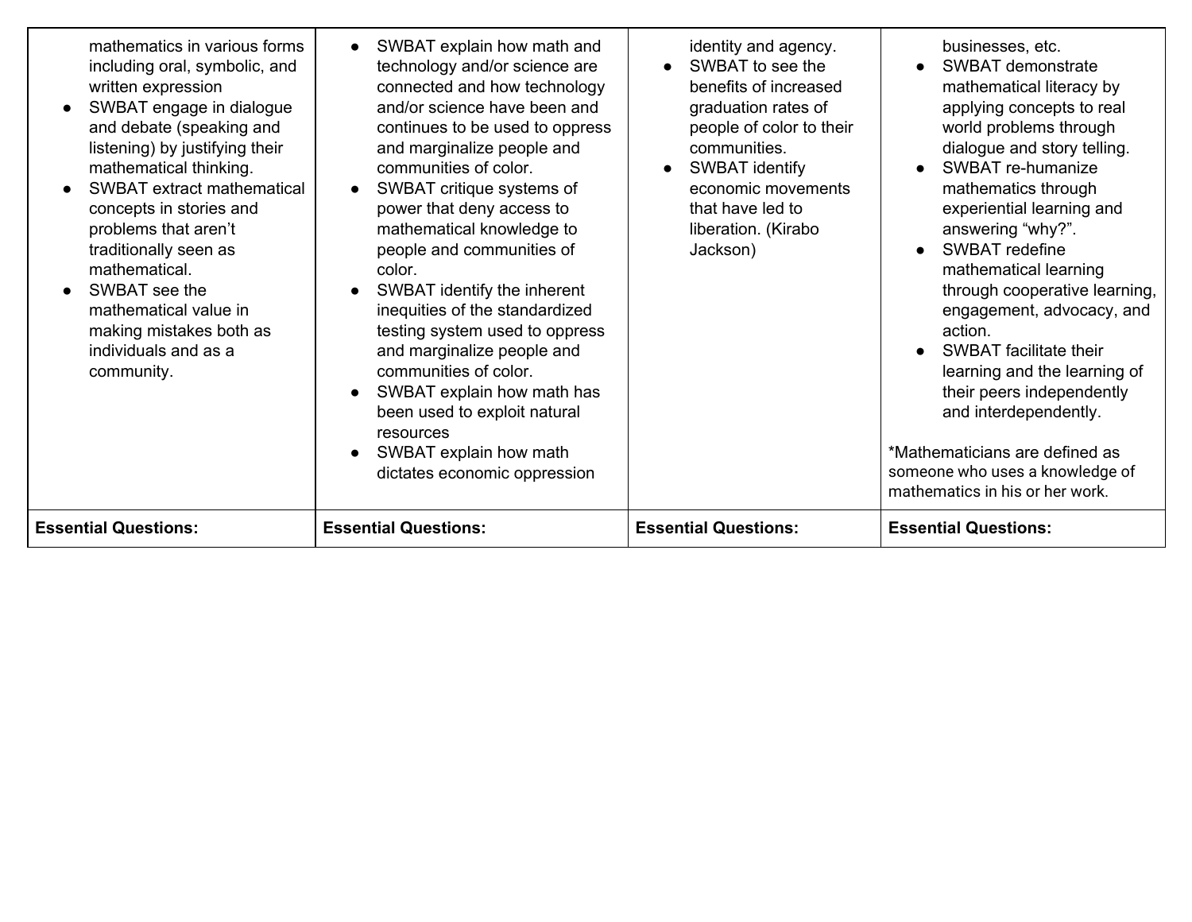| | | | |
|---|---|---|---|
| mathematics in various forms including oral, symbolic, and written expression<br>● SWBAT engage in dialogue and debate (speaking and listening) by justifying their mathematical thinking.<br>● SWBAT extract mathematical concepts in stories and problems that aren't traditionally seen as mathematical.<br>● SWBAT see the mathematical value in making mistakes both as individuals and as a community. | ● SWBAT explain how math and technology and/or science are connected and how technology and/or science have been and continues to be used to oppress and marginalize people and communities of color.<br>● SWBAT critique systems of power that deny access to mathematical knowledge to people and communities of color.<br>● SWBAT identify the inherent inequities of the standardized testing system used to oppress and marginalize people and communities of color.<br>● SWBAT explain how math has been used to exploit natural resources<br>● SWBAT explain how math dictates economic oppression | identity and agency.<br>● SWBAT to see the benefits of increased graduation rates of people of color to their communities.<br>● SWBAT identify economic movements that have led to liberation. (Kirabo Jackson) | businesses, etc.<br>● SWBAT demonstrate mathematical literacy by applying concepts to real world problems through dialogue and story telling.<br>● SWBAT re-humanize mathematics through experiential learning and answering "why?".<br>● SWBAT redefine mathematical learning through cooperative learning, engagement, advocacy, and action.<br>● SWBAT facilitate their learning and the learning of their peers independently and interdependently.<br><br>*Mathematicians are defined as someone who uses a knowledge of mathematics in his or her work. |
| **Essential Questions:** | **Essential Questions:** | **Essential Questions:** | **Essential Questions:** |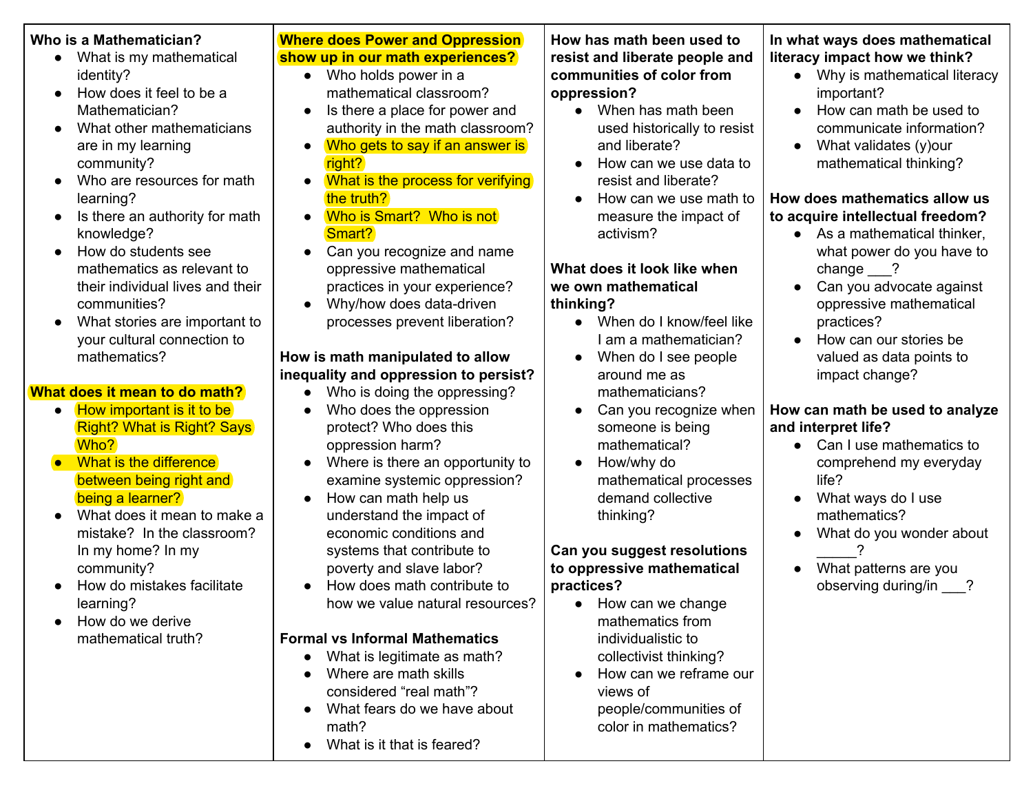**Who is a Mathematician?**

- What is my mathematical identity?
- How does it feel to be a Mathematician?
- What other mathematicians are in my learning community?
- Who are resources for math learning?
- Is there an authority for math knowledge?
- How do students see mathematics as relevant to their individual lives and their communities?
- What stories are important to your cultural connection to mathematics?

**What does it mean to do math?**

- How important is it to be Right? What is Right? Says Who?
- What is the difference between being right and being a learner?
- What does it mean to make a mistake? In the classroom? In my home? In my community?
- How do mistakes facilitate learning?
- How do we derive mathematical truth?

**Where does Power and Oppression show up in our math experiences?**

- Who holds power in a mathematical classroom?
- Is there a place for power and authority in the math classroom?
- Who gets to say if an answer is right?
- What is the process for verifying the truth?
- Who is Smart? Who is not Smart?
- Can you recognize and name oppressive mathematical practices in your experience?
- Why/how does data-driven processes prevent liberation?

**How is math manipulated to allow inequality and oppression to persist?**

- Who is doing the oppressing?
- Who does the oppression protect? Who does this oppression harm?
- Where is there an opportunity to examine systemic oppression?
- How can math help us understand the impact of economic conditions and systems that contribute to poverty and slave labor?
- How does math contribute to how we value natural resources?

**Formal vs Informal Mathematics**

- What is legitimate as math?
- Where are math skills considered "real math"?
- What fears do we have about math?
- What is it that is feared?

**How has math been used to resist and liberate people and communities of color from oppression?**

- When has math been used historically to resist and liberate?
- How can we use data to resist and liberate?
- How can we use math to measure the impact of activism?

**What does it look like when we own mathematical thinking?**

- When do I know/feel like I am a mathematician?
- When do I see people around me as mathematicians?
- Can you recognize when someone is being mathematical?
- How/why do mathematical processes demand collective thinking?

**Can you suggest resolutions to oppressive mathematical practices?**

- How can we change mathematics from individualistic to collectivist thinking?
- How can we reframe our views of people/communities of color in mathematics?

**In what ways does mathematical literacy impact how we think?**

- Why is mathematical literacy important?
- How can math be used to communicate information?
- What validates (y)our mathematical thinking?

**How does mathematics allow us to acquire intellectual freedom?**

- As a mathematical thinker, what power do you have to change ___?
- Can you advocate against oppressive mathematical practices?
- How can our stories be valued as data points to impact change?

**How can math be used to analyze and interpret life?**

- Can I use mathematics to comprehend my everyday life?
- What ways do I use mathematics?
- What do you wonder about _____?
- What patterns are you observing during/in ___?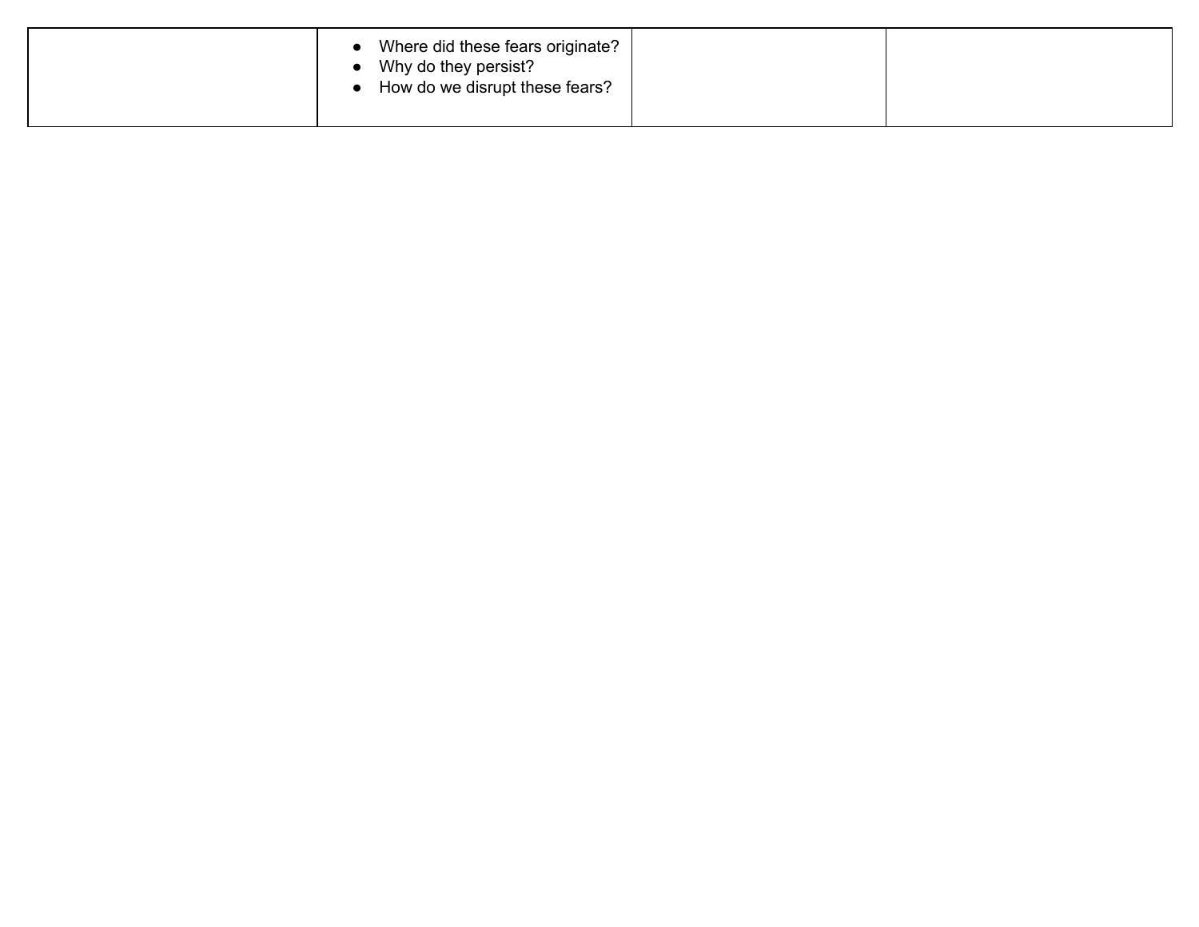| | | | |
|---|---|---|---|
| | • Where did these fears originate?<br>• Why do they persist?<br>• How do we disrupt these fears? | | |